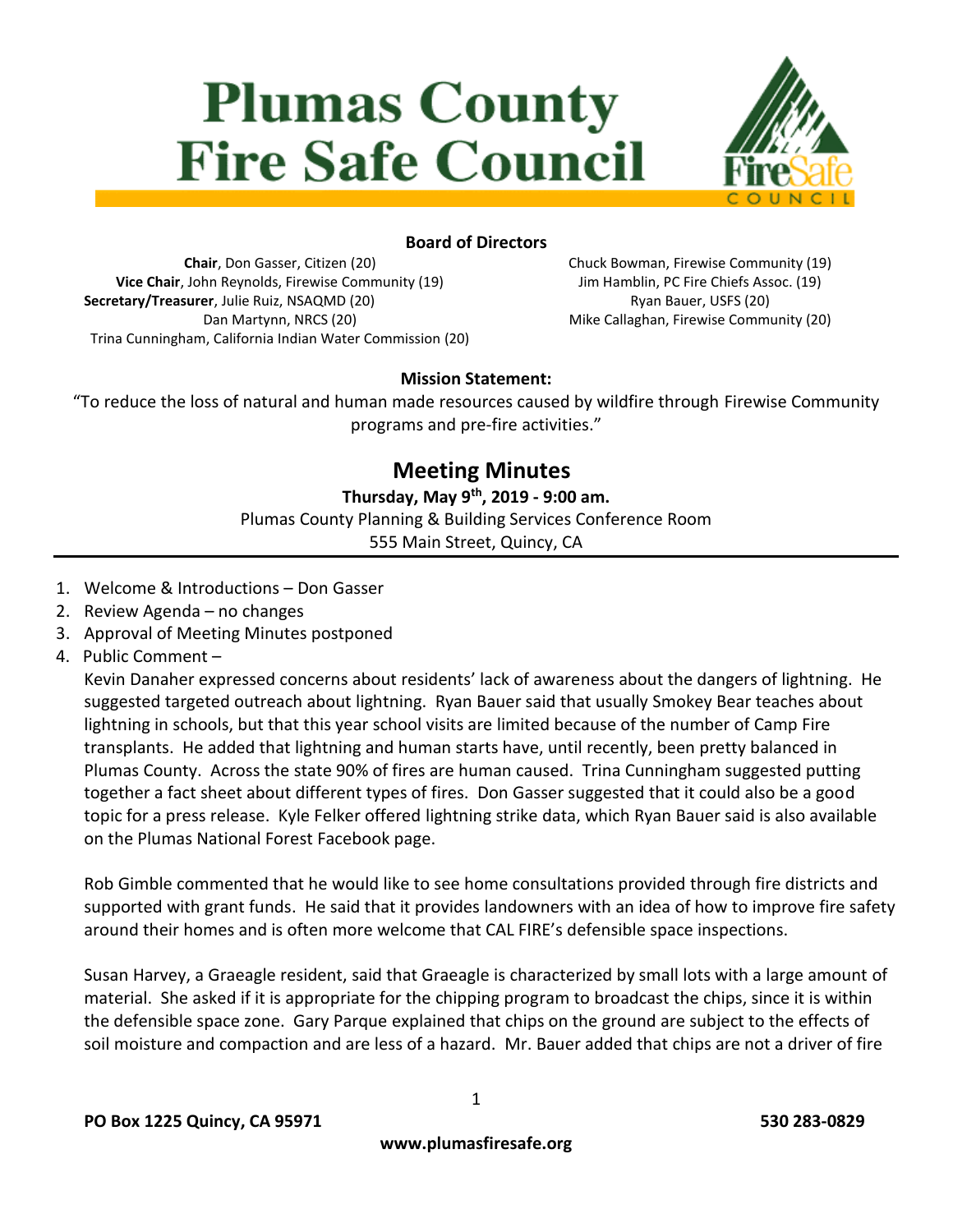# Plumas County Fire Safe Council

**Board of Directors**

**Chair**, Don Gasser, Citizen (20)
**Vice Chair**, John Reynolds, Firewise Community (19)
**Secretary/Treasurer**, Julie Ruiz, NSAQMD (20)
Dan Martynn, NRCS (20)
Trina Cunningham, California Indian Water Commission (20)
Chuck Bowman, Firewise Community (19)
Jim Hamblin, PC Fire Chiefs Assoc. (19)
Ryan Bauer, USFS (20)
Mike Callaghan, Firewise Community (20)

**Mission Statement:**

"To reduce the loss of natural and human made resources caused by wildfire through Firewise Community programs and pre-fire activities."

## Meeting Minutes

**Thursday, May 9th, 2019 - 9:00 am.**
Plumas County Planning & Building Services Conference Room
555 Main Street, Quincy, CA

---

1. Welcome & Introductions – Don Gasser
2. Review Agenda – no changes
3. Approval of Meeting Minutes postponed
4. Public Comment –

   Kevin Danaher expressed concerns about residents' lack of awareness about the dangers of lightning. He suggested targeted outreach about lightning. Ryan Bauer said that usually Smokey Bear teaches about lightning in schools, but that this year school visits are limited because of the number of Camp Fire transplants. He added that lightning and human starts have, until recently, been pretty balanced in Plumas County. Across the state 90% of fires are human caused. Trina Cunningham suggested putting together a fact sheet about different types of fires. Don Gasser suggested that it could also be a good topic for a press release. Kyle Felker offered lightning strike data, which Ryan Bauer said is also available on the Plumas National Forest Facebook page.

   Rob Gimble commented that he would like to see home consultations provided through fire districts and supported with grant funds. He said that it provides landowners with an idea of how to improve fire safety around their homes and is often more welcome that CAL FIRE's defensible space inspections.

   Susan Harvey, a Graeagle resident, said that Graeagle is characterized by small lots with a large amount of material. She asked if it is appropriate for the chipping program to broadcast the chips, since it is within the defensible space zone. Gary Parque explained that chips on the ground are subject to the effects of soil moisture and compaction and are less of a hazard. Mr. Bauer added that chips are not a driver of fire

PO Box 1225 Quincy, CA 95971 530 283-0829
www.plumasfiresafe.org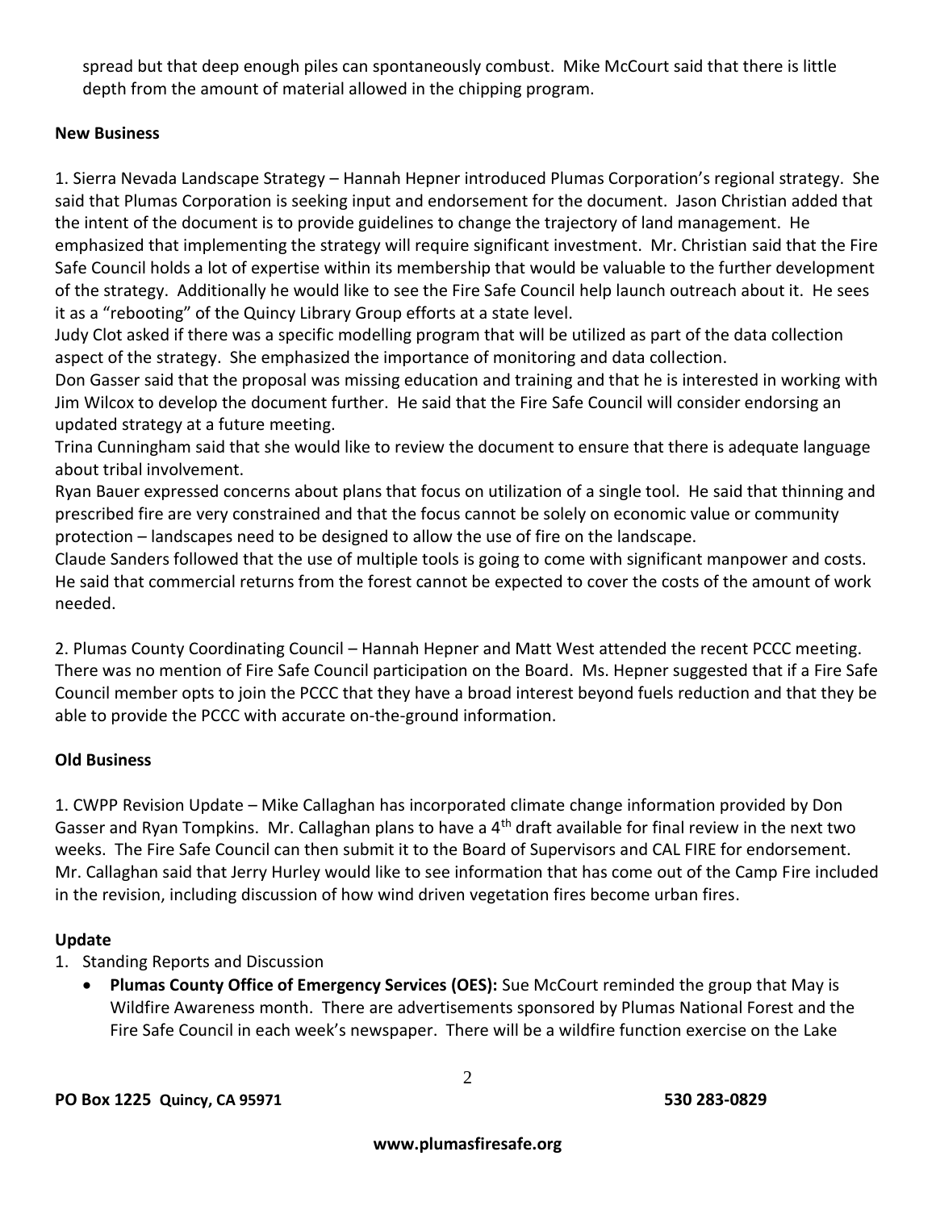spread but that deep enough piles can spontaneously combust. Mike McCourt said that there is little depth from the amount of material allowed in the chipping program.

**New Business**

1. Sierra Nevada Landscape Strategy – Hannah Hepner introduced Plumas Corporation's regional strategy. She said that Plumas Corporation is seeking input and endorsement for the document. Jason Christian added that the intent of the document is to provide guidelines to change the trajectory of land management. He emphasized that implementing the strategy will require significant investment. Mr. Christian said that the Fire Safe Council holds a lot of expertise within its membership that would be valuable to the further development of the strategy. Additionally he would like to see the Fire Safe Council help launch outreach about it. He sees it as a "rebooting" of the Quincy Library Group efforts at a state level.
Judy Clot asked if there was a specific modelling program that will be utilized as part of the data collection aspect of the strategy. She emphasized the importance of monitoring and data collection.
Don Gasser said that the proposal was missing education and training and that he is interested in working with Jim Wilcox to develop the document further. He said that the Fire Safe Council will consider endorsing an updated strategy at a future meeting.
Trina Cunningham said that she would like to review the document to ensure that there is adequate language about tribal involvement.
Ryan Bauer expressed concerns about plans that focus on utilization of a single tool. He said that thinning and prescribed fire are very constrained and that the focus cannot be solely on economic value or community protection – landscapes need to be designed to allow the use of fire on the landscape.
Claude Sanders followed that the use of multiple tools is going to come with significant manpower and costs. He said that commercial returns from the forest cannot be expected to cover the costs of the amount of work needed.

2. Plumas County Coordinating Council – Hannah Hepner and Matt West attended the recent PCCC meeting. There was no mention of Fire Safe Council participation on the Board. Ms. Hepner suggested that if a Fire Safe Council member opts to join the PCCC that they have a broad interest beyond fuels reduction and that they be able to provide the PCCC with accurate on-the-ground information.

**Old Business**

1. CWPP Revision Update – Mike Callaghan has incorporated climate change information provided by Don Gasser and Ryan Tompkins. Mr. Callaghan plans to have a 4th draft available for final review in the next two weeks. The Fire Safe Council can then submit it to the Board of Supervisors and CAL FIRE for endorsement. Mr. Callaghan said that Jerry Hurley would like to see information that has come out of the Camp Fire included in the revision, including discussion of how wind driven vegetation fires become urban fires.

**Update**

1. Standing Reports and Discussion
   - **Plumas County Office of Emergency Services (OES):** Sue McCourt reminded the group that May is Wildfire Awareness month. There are advertisements sponsored by Plumas National Forest and the Fire Safe Council in each week's newspaper. There will be a wildfire function exercise on the Lake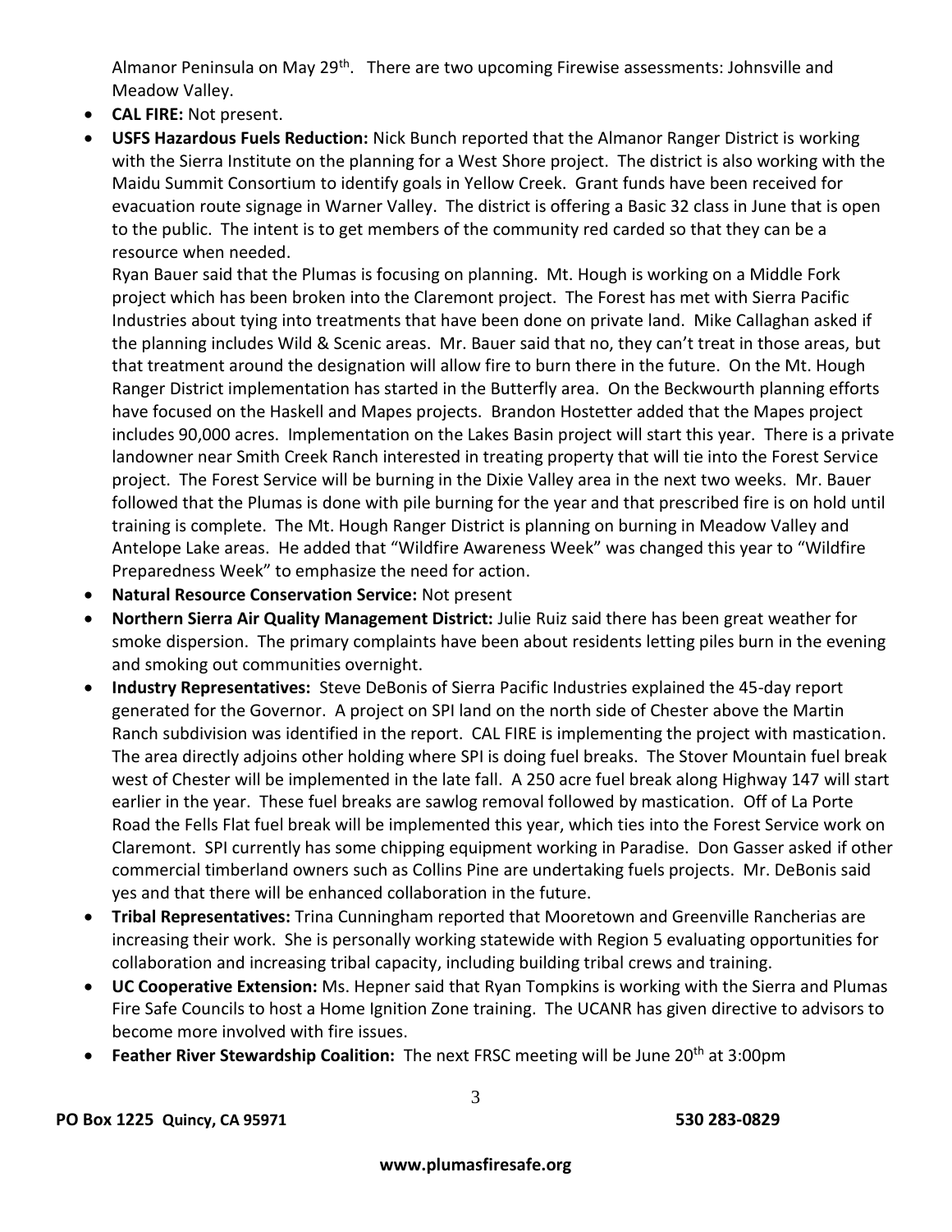Almanor Peninsula on May 29th. There are two upcoming Firewise assessments: Johnsville and Meadow Valley.

- **CAL FIRE:** Not present.
- **USFS Hazardous Fuels Reduction:** Nick Bunch reported that the Almanor Ranger District is working with the Sierra Institute on the planning for a West Shore project. The district is also working with the Maidu Summit Consortium to identify goals in Yellow Creek. Grant funds have been received for evacuation route signage in Warner Valley. The district is offering a Basic 32 class in June that is open to the public. The intent is to get members of the community red carded so that they can be a resource when needed.
  Ryan Bauer said that the Plumas is focusing on planning. Mt. Hough is working on a Middle Fork project which has been broken into the Claremont project. The Forest has met with Sierra Pacific Industries about tying into treatments that have been done on private land. Mike Callaghan asked if the planning includes Wild & Scenic areas. Mr. Bauer said that no, they can't treat in those areas, but that treatment around the designation will allow fire to burn there in the future. On the Mt. Hough Ranger District implementation has started in the Butterfly area. On the Beckwourth planning efforts have focused on the Haskell and Mapes projects. Brandon Hostetter added that the Mapes project includes 90,000 acres. Implementation on the Lakes Basin project will start this year. There is a private landowner near Smith Creek Ranch interested in treating property that will tie into the Forest Service project. The Forest Service will be burning in the Dixie Valley area in the next two weeks. Mr. Bauer followed that the Plumas is done with pile burning for the year and that prescribed fire is on hold until training is complete. The Mt. Hough Ranger District is planning on burning in Meadow Valley and Antelope Lake areas. He added that "Wildfire Awareness Week" was changed this year to "Wildfire Preparedness Week" to emphasize the need for action.
- **Natural Resource Conservation Service:** Not present
- **Northern Sierra Air Quality Management District:** Julie Ruiz said there has been great weather for smoke dispersion. The primary complaints have been about residents letting piles burn in the evening and smoking out communities overnight.
- **Industry Representatives:** Steve DeBonis of Sierra Pacific Industries explained the 45-day report generated for the Governor. A project on SPI land on the north side of Chester above the Martin Ranch subdivision was identified in the report. CAL FIRE is implementing the project with mastication. The area directly adjoins other holding where SPI is doing fuel breaks. The Stover Mountain fuel break west of Chester will be implemented in the late fall. A 250 acre fuel break along Highway 147 will start earlier in the year. These fuel breaks are sawlog removal followed by mastication. Off of La Porte Road the Fells Flat fuel break will be implemented this year, which ties into the Forest Service work on Claremont. SPI currently has some chipping equipment working in Paradise. Don Gasser asked if other commercial timberland owners such as Collins Pine are undertaking fuels projects. Mr. DeBonis said yes and that there will be enhanced collaboration in the future.
- **Tribal Representatives:** Trina Cunningham reported that Mooretown and Greenville Rancherias are increasing their work. She is personally working statewide with Region 5 evaluating opportunities for collaboration and increasing tribal capacity, including building tribal crews and training.
- **UC Cooperative Extension:** Ms. Hepner said that Ryan Tompkins is working with the Sierra and Plumas Fire Safe Councils to host a Home Ignition Zone training. The UCANR has given directive to advisors to become more involved with fire issues.
- **Feather River Stewardship Coalition:** The next FRSC meeting will be June 20th at 3:00pm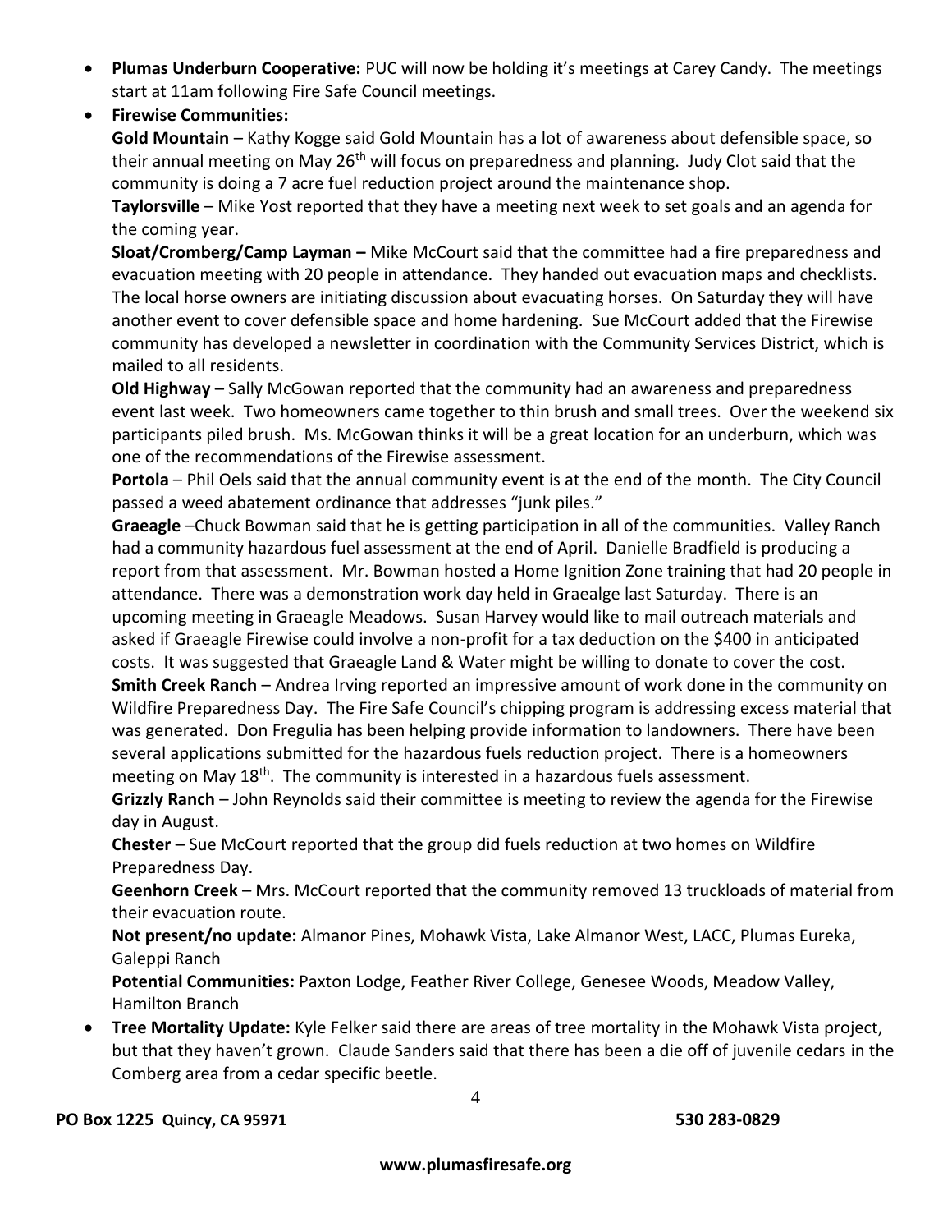- **Plumas Underburn Cooperative:** PUC will now be holding it's meetings at Carey Candy. The meetings start at 11am following Fire Safe Council meetings.
- **Firewise Communities:**

  **Gold Mountain** – Kathy Kogge said Gold Mountain has a lot of awareness about defensible space, so their annual meeting on May 26th will focus on preparedness and planning. Judy Clot said that the community is doing a 7 acre fuel reduction project around the maintenance shop.

  **Taylorsville** – Mike Yost reported that they have a meeting next week to set goals and an agenda for the coming year.

  **Sloat/Cromberg/Camp Layman –** Mike McCourt said that the committee had a fire preparedness and evacuation meeting with 20 people in attendance. They handed out evacuation maps and checklists. The local horse owners are initiating discussion about evacuating horses. On Saturday they will have another event to cover defensible space and home hardening. Sue McCourt added that the Firewise community has developed a newsletter in coordination with the Community Services District, which is mailed to all residents.

  **Old Highway** – Sally McGowan reported that the community had an awareness and preparedness event last week. Two homeowners came together to thin brush and small trees. Over the weekend six participants piled brush. Ms. McGowan thinks it will be a great location for an underburn, which was one of the recommendations of the Firewise assessment.

  **Portola** – Phil Oels said that the annual community event is at the end of the month. The City Council passed a weed abatement ordinance that addresses "junk piles."

  **Graeagle** –Chuck Bowman said that he is getting participation in all of the communities. Valley Ranch had a community hazardous fuel assessment at the end of April. Danielle Bradfield is producing a report from that assessment. Mr. Bowman hosted a Home Ignition Zone training that had 20 people in attendance. There was a demonstration work day held in Graealge last Saturday. There is an upcoming meeting in Graeagle Meadows. Susan Harvey would like to mail outreach materials and asked if Graeagle Firewise could involve a non-profit for a tax deduction on the $400 in anticipated costs. It was suggested that Graeagle Land & Water might be willing to donate to cover the cost.

  **Smith Creek Ranch** – Andrea Irving reported an impressive amount of work done in the community on Wildfire Preparedness Day. The Fire Safe Council's chipping program is addressing excess material that was generated. Don Fregulia has been helping provide information to landowners. There have been several applications submitted for the hazardous fuels reduction project. There is a homeowners meeting on May 18th. The community is interested in a hazardous fuels assessment.

  **Grizzly Ranch** – John Reynolds said their committee is meeting to review the agenda for the Firewise day in August.

  **Chester** – Sue McCourt reported that the group did fuels reduction at two homes on Wildfire Preparedness Day.

  **Geenhorn Creek** – Mrs. McCourt reported that the community removed 13 truckloads of material from their evacuation route.

  **Not present/no update:** Almanor Pines, Mohawk Vista, Lake Almanor West, LACC, Plumas Eureka, Galeppi Ranch

  **Potential Communities:** Paxton Lodge, Feather River College, Genesee Woods, Meadow Valley, Hamilton Branch
- **Tree Mortality Update:** Kyle Felker said there are areas of tree mortality in the Mohawk Vista project, but that they haven't grown. Claude Sanders said that there has been a die off of juvenile cedars in the Comberg area from a cedar specific beetle.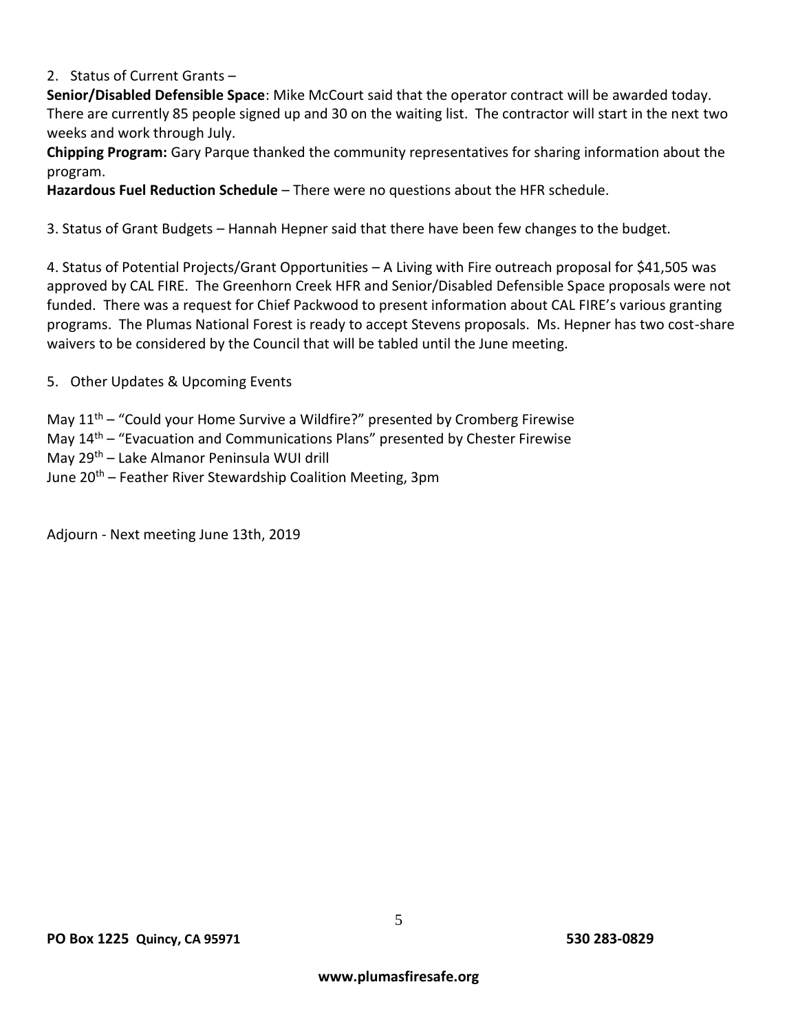2. Status of Current Grants –

**Senior/Disabled Defensible Space**: Mike McCourt said that the operator contract will be awarded today. There are currently 85 people signed up and 30 on the waiting list. The contractor will start in the next two weeks and work through July.

**Chipping Program:** Gary Parque thanked the community representatives for sharing information about the program.

**Hazardous Fuel Reduction Schedule** – There were no questions about the HFR schedule.

3. Status of Grant Budgets – Hannah Hepner said that there have been few changes to the budget.

4. Status of Potential Projects/Grant Opportunities – A Living with Fire outreach proposal for $41,505 was approved by CAL FIRE. The Greenhorn Creek HFR and Senior/Disabled Defensible Space proposals were not funded. There was a request for Chief Packwood to present information about CAL FIRE's various granting programs. The Plumas National Forest is ready to accept Stevens proposals. Ms. Hepner has two cost-share waivers to be considered by the Council that will be tabled until the June meeting.

5. Other Updates & Upcoming Events

May 11th – "Could your Home Survive a Wildfire?" presented by Cromberg Firewise
May 14th – "Evacuation and Communications Plans" presented by Chester Firewise
May 29th – Lake Almanor Peninsula WUI drill
June 20th – Feather River Stewardship Coalition Meeting, 3pm

Adjourn - Next meeting June 13th, 2019

**PO Box 1225 Quincy, CA 95971** **530 283-0829**

**www.plumasfiresafe.org**